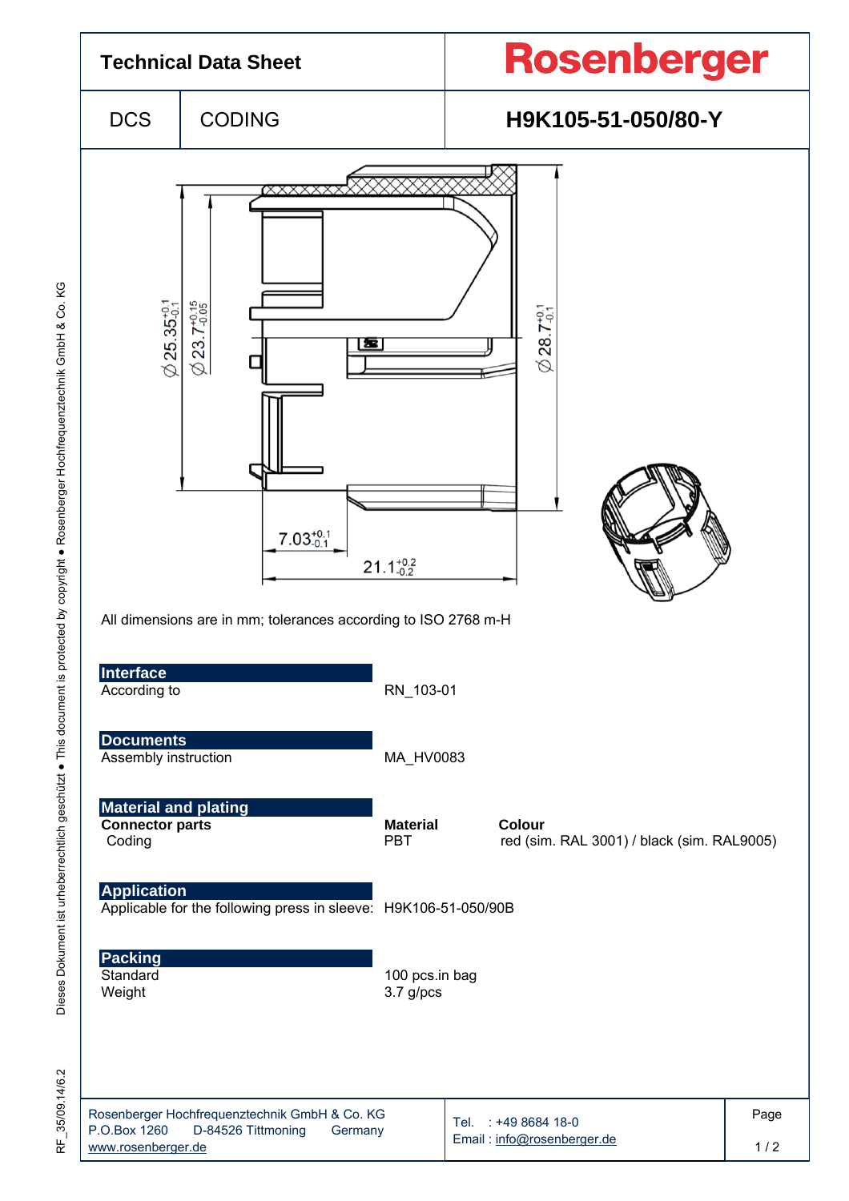# Technical Data Sheet

**Rosenberger**

| DCS | CODING | H9K105-51-050/80-Y |
|---|---|---|

All dimensions are in mm; tolerances according to ISO 2768 m-H

## Interface

| | |
|---|---|
| According to | RN_103-01 |

## Documents

| | |
|---|---|
| Assembly instruction | MA_HV0083 |

## Material and plating

| Connector parts | Material | Colour |
|---|---|---|
| Coding | PBT | red (sim. RAL 3001) / black (sim. RAL9005) |

## Application

| | |
|---|---|
| Applicable for the following press in sleeve: | H9K106-51-050/90B |

## Packing

| | |
|---|---|
| Standard | 100 pcs.in bag |
| Weight | 3.7 g/pcs |

Rosenberger Hochfrequenztechnik GmbH & Co. KG
P.O.Box 1260 D-84526 Tittmoning Germany
www.rosenberger.de

Tel. : +49 8684 18-0
Email : info@rosenberger.de

RF_35/09.14/6.2

Dieses Dokument ist urheberrechtlich geschützt ● This document is protected by copyright ● Rosenberger Hochfrequenztechnik GmbH & Co. KG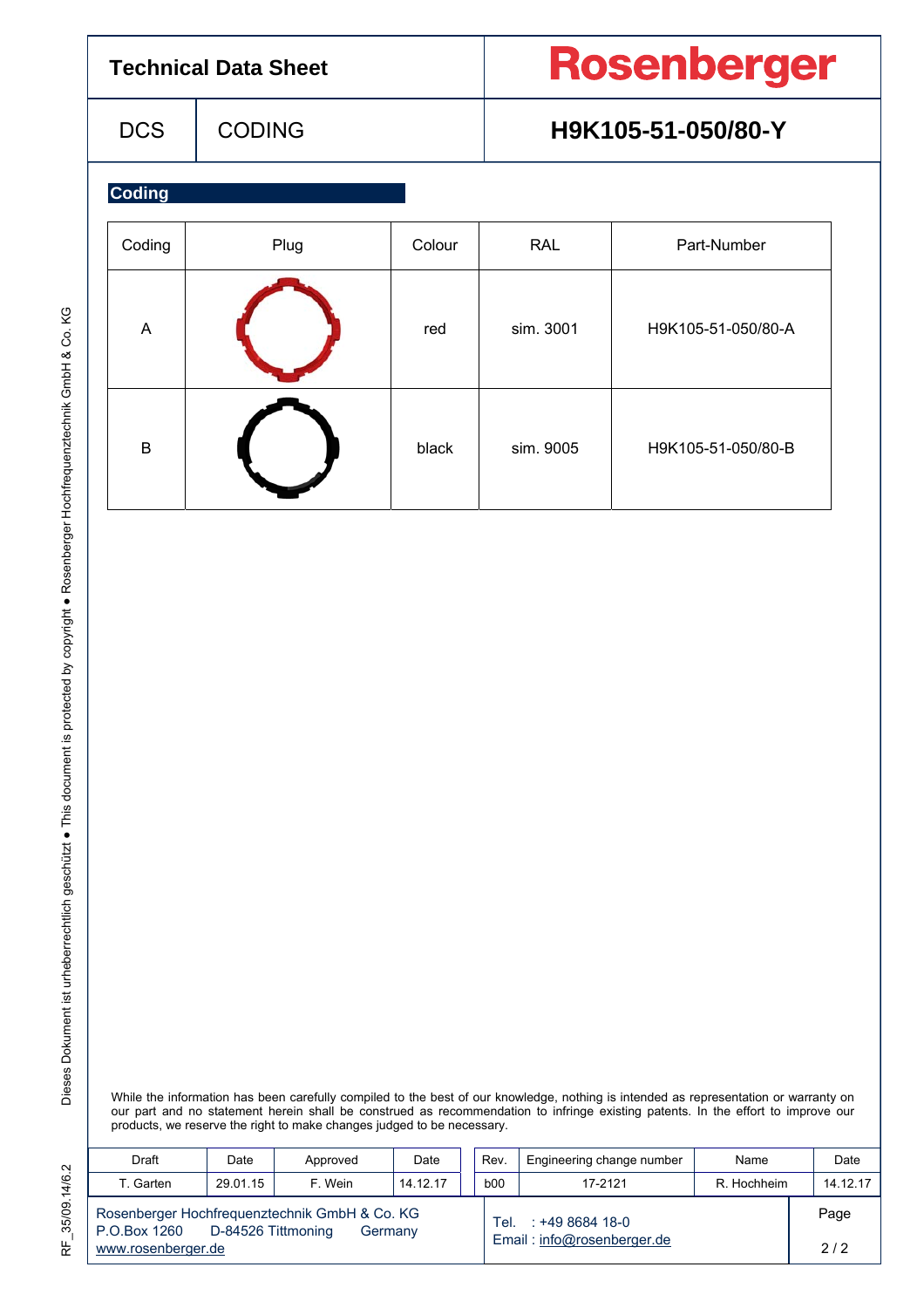| Technical Data Sheet | | Rosenberger |
|---|---|---|
| DCS | CODING | H9K105-51-050/80-Y |

## Coding

| Coding | Plug | Colour | RAL | Part-Number |
|---|---|---|---|---|
| A | | red | sim. 3001 | H9K105-51-050/80-A |
| B | | black | sim. 9005 | H9K105-51-050/80-B |

While the information has been carefully compiled to the best of our knowledge, nothing is intended as representation or warranty on our part and no statement herein shall be construed as recommendation to infringe existing patents. In the effort to improve our products, we reserve the right to make changes judged to be necessary.

| Draft | Date | Approved | Date | Rev. | Engineering change number | Name | Date |
|---|---|---|---|---|---|---|---|
| T. Garten | 29.01.15 | F. Wein | 14.12.17 | b00 | 17-2121 | R. Hochheim | 14.12.17 |

Rosenberger Hochfrequenztechnik GmbH & Co. KG
P.O.Box 1260 D-84526 Tittmoning Germany
www.rosenberger.de

Tel. : +49 8684 18-0
Email : info@rosenberger.de

Dieses Dokument ist urheberrechtlich geschützt ● This document is protected by copyright ● Rosenberger Hochfrequenztechnik GmbH & Co. KG

RF_35/09.14/6.2